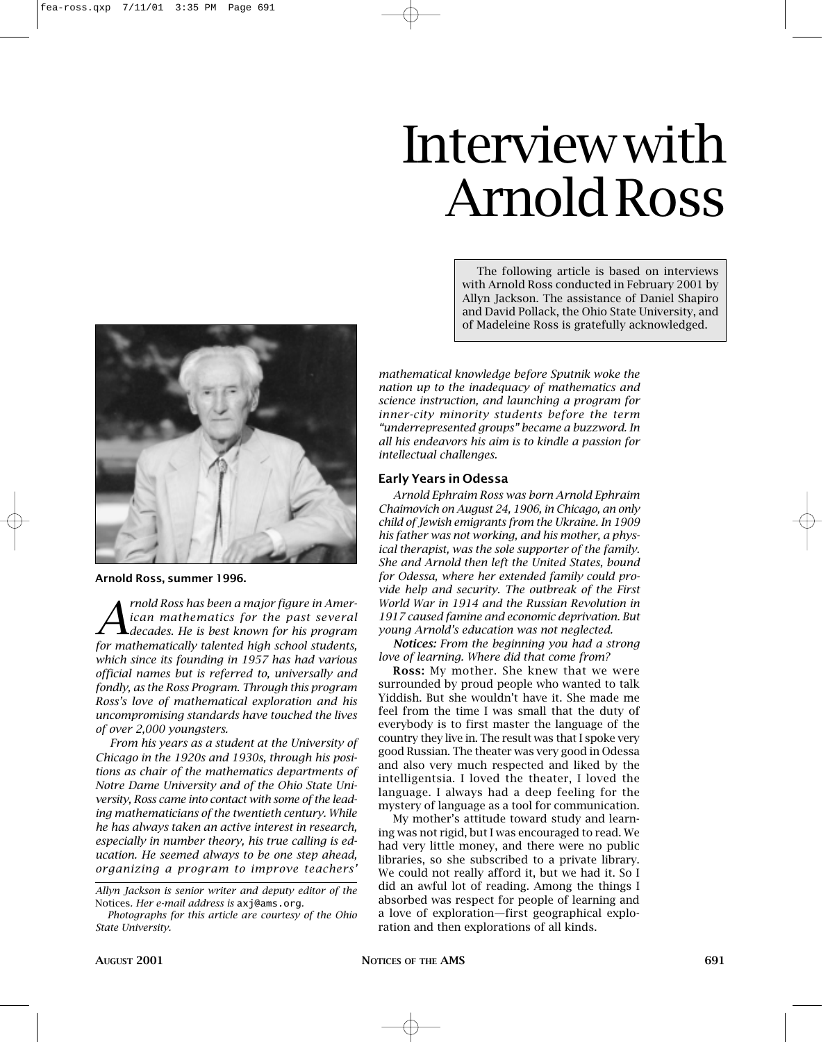# Interview with Arnold Ross

The following article is based on interviews with Arnold Ross conducted in February 2001 by Allyn Jackson. The assistance of Daniel Shapiro and David Pollack, the Ohio State University, and of Madeleine Ross is gratefully acknowledged.

**Arnold Ross, summer 1996.**

*Arnold Ross has been a major figure in American mathematics for the past several decades. He is best known for his program for mathematically talented high school students, which since its founding in 1957 has had various official names but is referred to, universally and fondly, as the Ross Program. Through this program Ross's love of mathematical exploration and his uncompromising standards have touched the lives of over 2,000 youngsters.*

*From his years as a student at the University of Chicago in the 1920s and 1930s, through his positions as chair of the mathematics departments of Notre Dame University and of the Ohio State University, Ross came into contact with some of the leading mathematicians of the twentieth century. While he has always taken an active interest in research, especially in number theory, his true calling is education. He seemed always to be one step ahead, organizing a program to improve teachers' mathematical knowledge before Sputnik woke the nation up to the inadequacy of mathematics and science instruction, and launching a program for inner-city minority students before the term "underrepresented groups" became a buzzword. In all his endeavors his aim is to kindle a passion for intellectual challenges.*

*Allyn Jackson is senior writer and deputy editor of the* Notices. *Her e-mail address is* axj@ams.org.

*Photographs for this article are courtesy of the Ohio State University.*

## Early Years in Odessa

*Arnold Ephraim Ross was born Arnold Ephraim Chaimovich on August 24, 1906, in Chicago, an only child of Jewish emigrants from the Ukraine. In 1909 his father was not working, and his mother, a physical therapist, was the sole supporter of the family. She and Arnold then left the United States, bound for Odessa, where her extended family could provide help and security. The outbreak of the First World War in 1914 and the Russian Revolution in 1917 caused famine and economic deprivation. But young Arnold's education was not neglected.*

***Notices:*** *From the beginning you had a strong love of learning. Where did that come from?*

**Ross:** My mother. She knew that we were surrounded by proud people who wanted to talk Yiddish. But she wouldn't have it. She made me feel from the time I was small that the duty of everybody is to first master the language of the country they live in. The result was that I spoke very good Russian. The theater was very good in Odessa and also very much respected and liked by the intelligentsia. I loved the theater, I loved the language. I always had a deep feeling for the mystery of language as a tool for communication.

My mother's attitude toward study and learning was not rigid, but I was encouraged to read. We had very little money, and there were no public libraries, so she subscribed to a private library. We could not really afford it, but we had it. So I did an awful lot of reading. Among the things I absorbed was respect for people of learning and a love of exploration—first geographical exploration and then explorations of all kinds.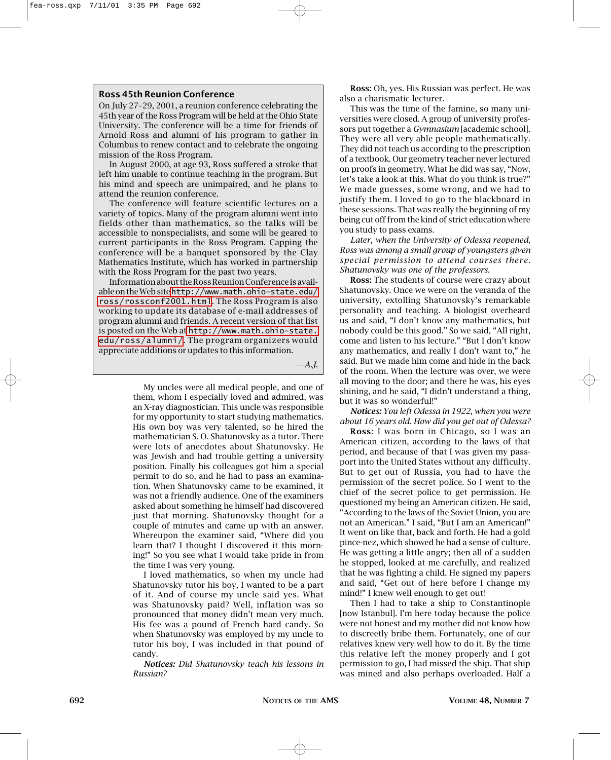### Ross 45th Reunion Conference

On July 27–29, 2001, a reunion conference celebrating the 45th year of the Ross Program will be held at the Ohio State University. The conference will be a time for friends of Arnold Ross and alumni of his program to gather in Columbus to renew contact and to celebrate the ongoing mission of the Ross Program.

In August 2000, at age 93, Ross suffered a stroke that left him unable to continue teaching in the program. But his mind and speech are unimpaired, and he plans to attend the reunion conference.

The conference will feature scientific lectures on a variety of topics. Many of the program alumni went into fields other than mathematics, so the talks will be accessible to nonspecialists, and some will be geared to current participants in the Ross Program. Capping the conference will be a banquet sponsored by the Clay Mathematics Institute, which has worked in partnership with the Ross Program for the past two years.

Information about the Ross Reunion Conference is available on the Web site http://www.math.ohio-state.edu/ross/rossconf2001.html. The Ross Program is also working to update its database of e-mail addresses of program alumni and friends. A recent version of that list is posted on the Web at http://www.math.ohio-state.edu/ross/alumni/. The program organizers would appreciate additions or updates to this information.

*—A.J.*

My uncles were all medical people, and one of them, whom I especially loved and admired, was an X-ray diagnostician. This uncle was responsible for my opportunity to start studying mathematics. His own boy was very talented, so he hired the mathematician S. O. Shatunovsky as a tutor. There were lots of anecdotes about Shatunovsky. He was Jewish and had trouble getting a university position. Finally his colleagues got him a special permit to do so, and he had to pass an examination. When Shatunovsky came to be examined, it was not a friendly audience. One of the examiners asked about something he himself had discovered just that morning. Shatunovsky thought for a couple of minutes and came up with an answer. Whereupon the examiner said, "Where did you learn that? I thought I discovered it this morning!" So you see what I would take pride in from the time I was very young.

I loved mathematics, so when my uncle had Shatunovsky tutor his boy, I wanted to be a part of it. And of course my uncle said yes. What was Shatunovsky paid? Well, inflation was so pronounced that money didn't mean very much. His fee was a pound of French hard candy. So when Shatunovsky was employed by my uncle to tutor his boy, I was included in that pound of candy.

***Notices:*** *Did Shatunovsky teach his lessons in Russian?*

**Ross:** Oh, yes. His Russian was perfect. He was also a charismatic lecturer.

This was the time of the famine, so many universities were closed. A group of university professors put together a *Gymnasium* [academic school]. They were all very able people mathematically. They did not teach us according to the prescription of a textbook. Our geometry teacher never lectured on proofs in geometry. What he did was say, "Now, let's take a look at this. What do you think is true?" We made guesses, some wrong, and we had to justify them. I loved to go to the blackboard in these sessions. That was really the beginning of my being cut off from the kind of strict education where you study to pass exams.

*Later, when the University of Odessa reopened, Ross was among a small group of youngsters given special permission to attend courses there. Shatunovsky was one of the professors.*

**Ross:** The students of course were crazy about Shatunovsky. Once we were on the veranda of the university, extolling Shatunovsky's remarkable personality and teaching. A biologist overheard us and said, "I don't know any mathematics, but nobody could be this good." So we said, "All right, come and listen to his lecture." "But I don't know any mathematics, and really I don't want to," he said. But we made him come and hide in the back of the room. When the lecture was over, we were all moving to the door; and there he was, his eyes shining, and he said, "I didn't understand a thing, but it was so wonderful!"

***Notices:*** *You left Odessa in 1922, when you were about 16 years old. How did you get out of Odessa?*

**Ross:** I was born in Chicago, so I was an American citizen, according to the laws of that period, and because of that I was given my passport into the United States without any difficulty. But to get out of Russia, you had to have the permission of the secret police. So I went to the chief of the secret police to get permission. He questioned my being an American citizen. He said, "According to the laws of the Soviet Union, you are not an American." I said, "But I am an American!" It went on like that, back and forth. He had a gold pince-nez, which showed he had a sense of culture. He was getting a little angry; then all of a sudden he stopped, looked at me carefully, and realized that he was fighting a child. He signed my papers and said, "Get out of here before I change my mind!" I knew well enough to get out!

Then I had to take a ship to Constantinople [now Istanbul]. I'm here today because the police were not honest and my mother did not know how to discreetly bribe them. Fortunately, one of our relatives knew very well how to do it. By the time this relative left the money properly and I got permission to go, I had missed the ship. That ship was mined and also perhaps overloaded. Half a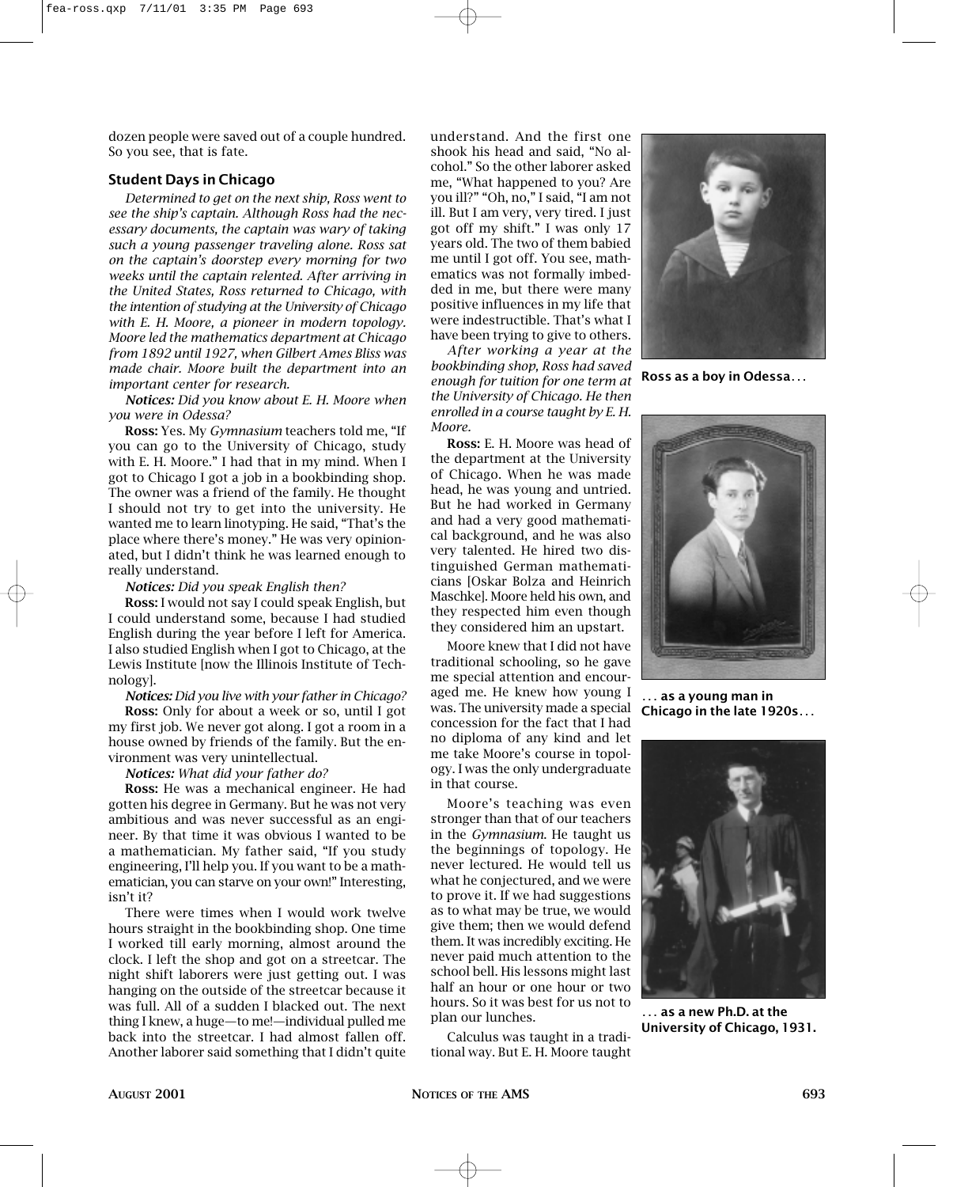dozen people were saved out of a couple hundred. So you see, that is fate.

### Student Days in Chicago

*Determined to get on the next ship, Ross went to see the ship's captain. Although Ross had the necessary documents, the captain was wary of taking such a young passenger traveling alone. Ross sat on the captain's doorstep every morning for two weeks until the captain relented. After arriving in the United States, Ross returned to Chicago, with the intention of studying at the University of Chicago with E. H. Moore, a pioneer in modern topology. Moore led the mathematics department at Chicago from 1892 until 1927, when Gilbert Ames Bliss was made chair. Moore built the department into an important center for research.*

***Notices:*** *Did you know about E. H. Moore when you were in Odessa?*

**Ross:** Yes. My *Gymnasium* teachers told me, "If you can go to the University of Chicago, study with E. H. Moore." I had that in my mind. When I got to Chicago I got a job in a bookbinding shop. The owner was a friend of the family. He thought I should not try to get into the university. He wanted me to learn linotyping. He said, "That's the place where there's money." He was very opinionated, but I didn't think he was learned enough to really understand.

***Notices:*** *Did you speak English then?*

**Ross:** I would not say I could speak English, but I could understand some, because I had studied English during the year before I left for America. I also studied English when I got to Chicago, at the Lewis Institute [now the Illinois Institute of Technology].

***Notices:*** *Did you live with your father in Chicago?*

**Ross:** Only for about a week or so, until I got my first job. We never got along. I got a room in a house owned by friends of the family. But the environment was very unintellectual.

***Notices:*** *What did your father do?*

**Ross:** He was a mechanical engineer. He had gotten his degree in Germany. But he was not very ambitious and was never successful as an engineer. By that time it was obvious I wanted to be a mathematician. My father said, "If you study engineering, I'll help you. If you want to be a mathematician, you can starve on your own!" Interesting, isn't it?

There were times when I would work twelve hours straight in the bookbinding shop. One time I worked till early morning, almost around the clock. I left the shop and got on a streetcar. The night shift laborers were just getting out. I was hanging on the outside of the streetcar because it was full. All of a sudden I blacked out. The next thing I knew, a huge—to me!—individual pulled me back into the streetcar. I had almost fallen off. Another laborer said something that I didn't quite understand. And the first one shook his head and said, "No alcohol." So the other laborer asked me, "What happened to you? Are you ill?" "Oh, no," I said, "I am not ill. But I am very, very tired. I just got off my shift." I was only 17 years old. The two of them babied me until I got off. You see, mathematics was not formally imbedded in me, but there were many positive influences in my life that were indestructible. That's what I have been trying to give to others.

*After working a year at the bookbinding shop, Ross had saved enough for tuition for one term at the University of Chicago. He then enrolled in a course taught by E. H. Moore.*

**Ross:** E. H. Moore was head of the department at the University of Chicago. When he was made head, he was young and untried. But he had worked in Germany and had a very good mathematical background, and he was also very talented. He hired two distinguished German mathematicians [Oskar Bolza and Heinrich Maschke]. Moore held his own, and they respected him even though they considered him an upstart.

Moore knew that I did not have traditional schooling, so he gave me special attention and encouraged me. He knew how young I was. The university made a special concession for the fact that I had no diploma of any kind and let me take Moore's course in topology. I was the only undergraduate in that course.

Moore's teaching was even stronger than that of our teachers in the *Gymnasium*. He taught us the beginnings of topology. He never lectured. He would tell us what he conjectured, and we were to prove it. If we had suggestions as to what may be true, we would give them; then we would defend them. It was incredibly exciting. He never paid much attention to the school bell. His lessons might last half an hour or one hour or two hours. So it was best for us not to plan our lunches.

Calculus was taught in a traditional way. But E. H. Moore taught

**Ross as a boy in Odessa…**

**… as a young man in Chicago in the late 1920s…**

**… as a new Ph.D. at the University of Chicago, 1931.**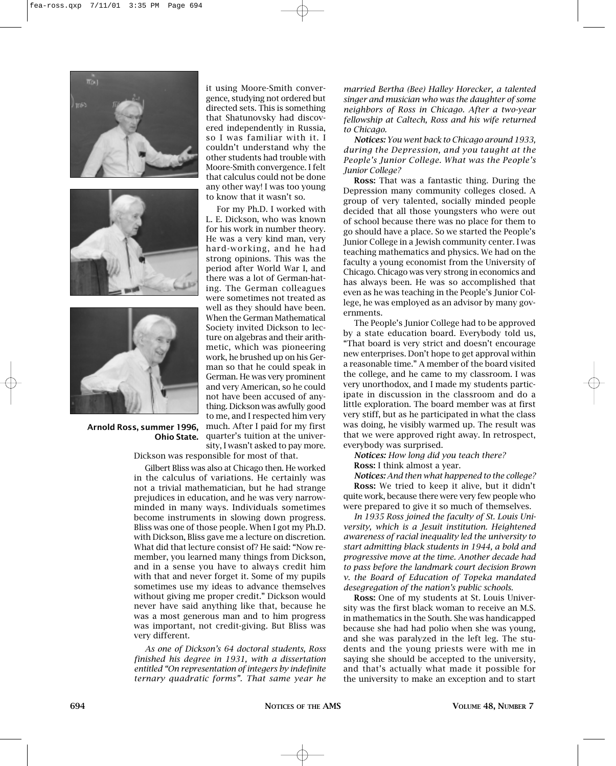it using Moore-Smith convergence, studying not ordered but directed sets. This is something that Shatunovsky had discovered independently in Russia, so I was familiar with it. I couldn't understand why the other students had trouble with Moore-Smith convergence. I felt that calculus could not be done any other way! I was too young to know that it wasn't so.

For my Ph.D. I worked with L. E. Dickson, who was known for his work in number theory. He was a very kind man, very hard-working, and he had strong opinions. This was the period after World War I, and there was a lot of German-hating. The German colleagues were sometimes not treated as well as they should have been. When the German Mathematical Society invited Dickson to lecture on algebras and their arithmetic, which was pioneering work, he brushed up on his German so that he could speak in German. He was very prominent and very American, so he could not have been accused of anything. Dickson was awfully good to me, and I respected him very much. After I paid for my first quarter's tuition at the university, I wasn't asked to pay more. Dickson was responsible for most of that.

Arnold Ross, summer 1996, Ohio State.

Gilbert Bliss was also at Chicago then. He worked in the calculus of variations. He certainly was not a trivial mathematician, but he had strange prejudices in education, and he was very narrow-minded in many ways. Individuals sometimes become instruments in slowing down progress. Bliss was one of those people. When I got my Ph.D. with Dickson, Bliss gave me a lecture on discretion. What did that lecture consist of? He said: "Now remember, you learned many things from Dickson, and in a sense you have to always credit him with that and never forget it. Some of my pupils sometimes use my ideas to advance themselves without giving me proper credit." Dickson would never have said anything like that, because he was a most generous man and to him progress was important, not credit-giving. But Bliss was very different.

*As one of Dickson's 64 doctoral students, Ross finished his degree in 1931, with a dissertation entitled "On representation of integers by indefinite ternary quadratic forms". That same year he married Bertha (Bee) Halley Horecker, a talented singer and musician who was the daughter of some neighbors of Ross in Chicago. After a two-year fellowship at Caltech, Ross and his wife returned to Chicago.*

***Notices:*** *You went back to Chicago around 1933, during the Depression, and you taught at the People's Junior College. What was the People's Junior College?*

**Ross:** That was a fantastic thing. During the Depression many community colleges closed. A group of very talented, socially minded people decided that all those youngsters who were out of school because there was no place for them to go should have a place. So we started the People's Junior College in a Jewish community center. I was teaching mathematics and physics. We had on the faculty a young economist from the University of Chicago. Chicago was very strong in economics and has always been. He was so accomplished that even as he was teaching in the People's Junior College, he was employed as an advisor by many governments.

The People's Junior College had to be approved by a state education board. Everybody told us, "That board is very strict and doesn't encourage new enterprises. Don't hope to get approval within a reasonable time." A member of the board visited the college, and he came to my classroom. I was very unorthodox, and I made my students participate in discussion in the classroom and do a little exploration. The board member was at first very stiff, but as he participated in what the class was doing, he visibly warmed up. The result was that we were approved right away. In retrospect, everybody was surprised.

***Notices:*** *How long did you teach there?*

**Ross:** I think almost a year.

***Notices:*** *And then what happened to the college?*

**Ross:** We tried to keep it alive, but it didn't quite work, because there were very few people who were prepared to give it so much of themselves.

*In 1935 Ross joined the faculty of St. Louis University, which is a Jesuit institution. Heightened awareness of racial inequality led the university to start admitting black students in 1944, a bold and progressive move at the time. Another decade had to pass before the landmark court decision Brown v. the Board of Education of Topeka mandated desegregation of the nation's public schools.*

**Ross:** One of my students at St. Louis University was the first black woman to receive an M.S. in mathematics in the South. She was handicapped because she had had polio when she was young, and she was paralyzed in the left leg. The students and the young priests were with me in saying she should be accepted to the university, and that's actually what made it possible for the university to make an exception and to start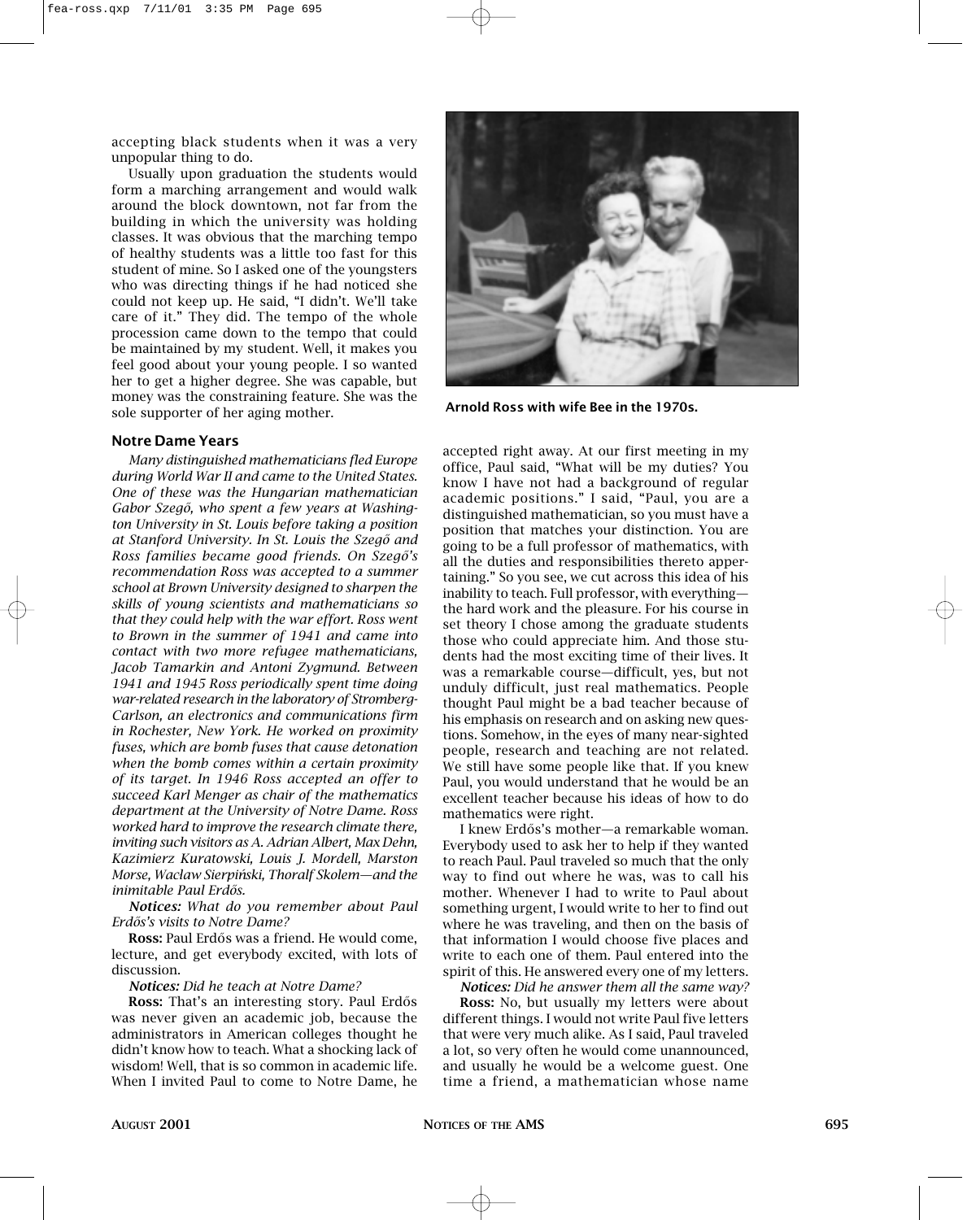accepting black students when it was a very unpopular thing to do.

Usually upon graduation the students would form a marching arrangement and would walk around the block downtown, not far from the building in which the university was holding classes. It was obvious that the marching tempo of healthy students was a little too fast for this student of mine. So I asked one of the youngsters who was directing things if he had noticed she could not keep up. He said, "I didn't. We'll take care of it." They did. The tempo of the whole procession came down to the tempo that could be maintained by my student. Well, it makes you feel good about your young people. I so wanted her to get a higher degree. She was capable, but money was the constraining feature. She was the sole supporter of her aging mother.

Arnold Ross with wife Bee in the 1970s.

### Notre Dame Years

*Many distinguished mathematicians fled Europe during World War II and came to the United States. One of these was the Hungarian mathematician Gabor Szegő, who spent a few years at Washington University in St. Louis before taking a position at Stanford University. In St. Louis the Szegő and Ross families became good friends. On Szegő's recommendation Ross was accepted to a summer school at Brown University designed to sharpen the skills of young scientists and mathematicians so that they could help with the war effort. Ross went to Brown in the summer of 1941 and came into contact with two more refugee mathematicians, Jacob Tamarkin and Antoni Zygmund. Between 1941 and 1945 Ross periodically spent time doing war-related research in the laboratory of Stromberg-Carlson, an electronics and communications firm in Rochester, New York. He worked on proximity fuses, which are bomb fuses that cause detonation when the bomb comes within a certain proximity of its target. In 1946 Ross accepted an offer to succeed Karl Menger as chair of the mathematics department at the University of Notre Dame. Ross worked hard to improve the research climate there, inviting such visitors as A. Adrian Albert, Max Dehn, Kazimierz Kuratowski, Louis J. Mordell, Marston Morse, Wacław Sierpiński, Thoralf Skolem—and the inimitable Paul Erdős.*

***Notices:*** *What do you remember about Paul Erdős's visits to Notre Dame?*

**Ross:** Paul Erdős was a friend. He would come, lecture, and get everybody excited, with lots of discussion.

***Notices:*** *Did he teach at Notre Dame?*

**Ross:** That's an interesting story. Paul Erdős was never given an academic job, because the administrators in American colleges thought he didn't know how to teach. What a shocking lack of wisdom! Well, that is so common in academic life. When I invited Paul to come to Notre Dame, he accepted right away. At our first meeting in my office, Paul said, "What will be my duties? You know I have not had a background of regular academic positions." I said, "Paul, you are a distinguished mathematician, so you must have a position that matches your distinction. You are going to be a full professor of mathematics, with all the duties and responsibilities thereto appertaining." So you see, we cut across this idea of his inability to teach. Full professor, with everything—the hard work and the pleasure. For his course in set theory I chose among the graduate students those who could appreciate him. And those students had the most exciting time of their lives. It was a remarkable course—difficult, yes, but not unduly difficult, just real mathematics. People thought Paul might be a bad teacher because of his emphasis on research and on asking new questions. Somehow, in the eyes of many near-sighted people, research and teaching are not related. We still have some people like that. If you knew Paul, you would understand that he would be an excellent teacher because his ideas of how to do mathematics were right.

I knew Erdős's mother—a remarkable woman. Everybody used to ask her to help if they wanted to reach Paul. Paul traveled so much that the only way to find out where he was, was to call his mother. Whenever I had to write to Paul about something urgent, I would write to her to find out where he was traveling, and then on the basis of that information I would choose five places and write to each one of them. Paul entered into the spirit of this. He answered every one of my letters.

***Notices:*** *Did he answer them all the same way?*

**Ross:** No, but usually my letters were about different things. I would not write Paul five letters that were very much alike. As I said, Paul traveled a lot, so very often he would come unannounced, and usually he would be a welcome guest. One time a friend, a mathematician whose name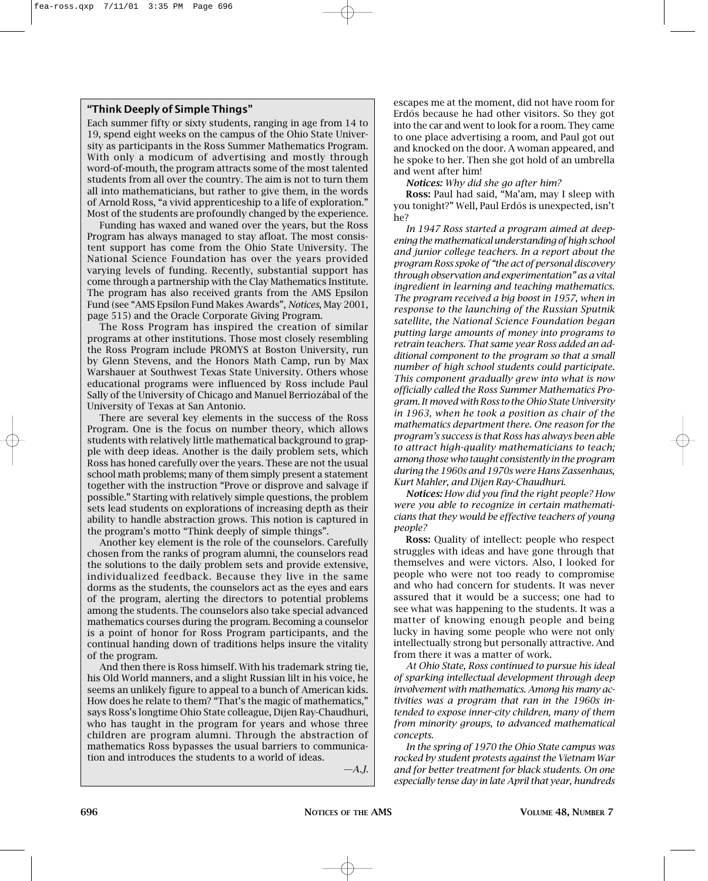### "Think Deeply of Simple Things"

Each summer fifty or sixty students, ranging in age from 14 to 19, spend eight weeks on the campus of the Ohio State University as participants in the Ross Summer Mathematics Program. With only a modicum of advertising and mostly through word-of-mouth, the program attracts some of the most talented students from all over the country. The aim is not to turn them all into mathematicians, but rather to give them, in the words of Arnold Ross, "a vivid apprenticeship to a life of exploration." Most of the students are profoundly changed by the experience.

Funding has waxed and waned over the years, but the Ross Program has always managed to stay afloat. The most consistent support has come from the Ohio State University. The National Science Foundation has over the years provided varying levels of funding. Recently, substantial support has come through a partnership with the Clay Mathematics Institute. The program has also received grants from the AMS Epsilon Fund (see "AMS Epsilon Fund Makes Awards", *Notices*, May 2001, page 515) and the Oracle Corporate Giving Program.

The Ross Program has inspired the creation of similar programs at other institutions. Those most closely resembling the Ross Program include PROMYS at Boston University, run by Glenn Stevens, and the Honors Math Camp, run by Max Warshauer at Southwest Texas State University. Others whose educational programs were influenced by Ross include Paul Sally of the University of Chicago and Manuel Berriozábal of the University of Texas at San Antonio.

There are several key elements in the success of the Ross Program. One is the focus on number theory, which allows students with relatively little mathematical background to grapple with deep ideas. Another is the daily problem sets, which Ross has honed carefully over the years. These are not the usual school math problems; many of them simply present a statement together with the instruction "Prove or disprove and salvage if possible." Starting with relatively simple questions, the problem sets lead students on explorations of increasing depth as their ability to handle abstraction grows. This notion is captured in the program's motto "Think deeply of simple things".

Another key element is the role of the counselors. Carefully chosen from the ranks of program alumni, the counselors read the solutions to the daily problem sets and provide extensive, individualized feedback. Because they live in the same dorms as the students, the counselors act as the eyes and ears of the program, alerting the directors to potential problems among the students. The counselors also take special advanced mathematics courses during the program. Becoming a counselor is a point of honor for Ross Program participants, and the continual handing down of traditions helps insure the vitality of the program.

And then there is Ross himself. With his trademark string tie, his Old World manners, and a slight Russian lilt in his voice, he seems an unlikely figure to appeal to a bunch of American kids. How does he relate to them? "That's the magic of mathematics," says Ross's longtime Ohio State colleague, Dijen Ray-Chaudhuri, who has taught in the program for years and whose three children are program alumni. Through the abstraction of mathematics Ross bypasses the usual barriers to communication and introduces the students to a world of ideas.

*—A.J.*

escapes me at the moment, did not have room for Erdős because he had other visitors. So they got into the car and went to look for a room. They came to one place advertising a room, and Paul got out and knocked on the door. A woman appeared, and he spoke to her. Then she got hold of an umbrella and went after him!

***Notices:*** *Why did she go after him?*

**Ross:** Paul had said, "Ma'am, may I sleep with you tonight?" Well, Paul Erdős is unexpected, isn't he?

*In 1947 Ross started a program aimed at deepening the mathematical understanding of high school and junior college teachers. In a report about the program Ross spoke of "the act of personal discovery through observation and experimentation" as a vital ingredient in learning and teaching mathematics. The program received a big boost in 1957, when in response to the launching of the Russian Sputnik satellite, the National Science Foundation began putting large amounts of money into programs to retrain teachers. That same year Ross added an additional component to the program so that a small number of high school students could participate. This component gradually grew into what is now officially called the Ross Summer Mathematics Program. It moved with Ross to the Ohio State University in 1963, when he took a position as chair of the mathematics department there. One reason for the program's success is that Ross has always been able to attract high-quality mathematicians to teach; among those who taught consistently in the program during the 1960s and 1970s were Hans Zassenhaus, Kurt Mahler, and Dijen Ray-Chaudhuri.*

***Notices:*** *How did you find the right people? How were you able to recognize in certain mathematicians that they would be effective teachers of young people?*

**Ross:** Quality of intellect: people who respect struggles with ideas and have gone through that themselves and were victors. Also, I looked for people who were not too ready to compromise and who had concern for students. It was never assured that it would be a success; one had to see what was happening to the students. It was a matter of knowing enough people and being lucky in having some people who were not only intellectually strong but personally attractive. And from there it was a matter of work.

*At Ohio State, Ross continued to pursue his ideal of sparking intellectual development through deep involvement with mathematics. Among his many activities was a program that ran in the 1960s intended to expose inner-city children, many of them from minority groups, to advanced mathematical concepts.*

*In the spring of 1970 the Ohio State campus was rocked by student protests against the Vietnam War and for better treatment for black students. On one especially tense day in late April that year, hundreds*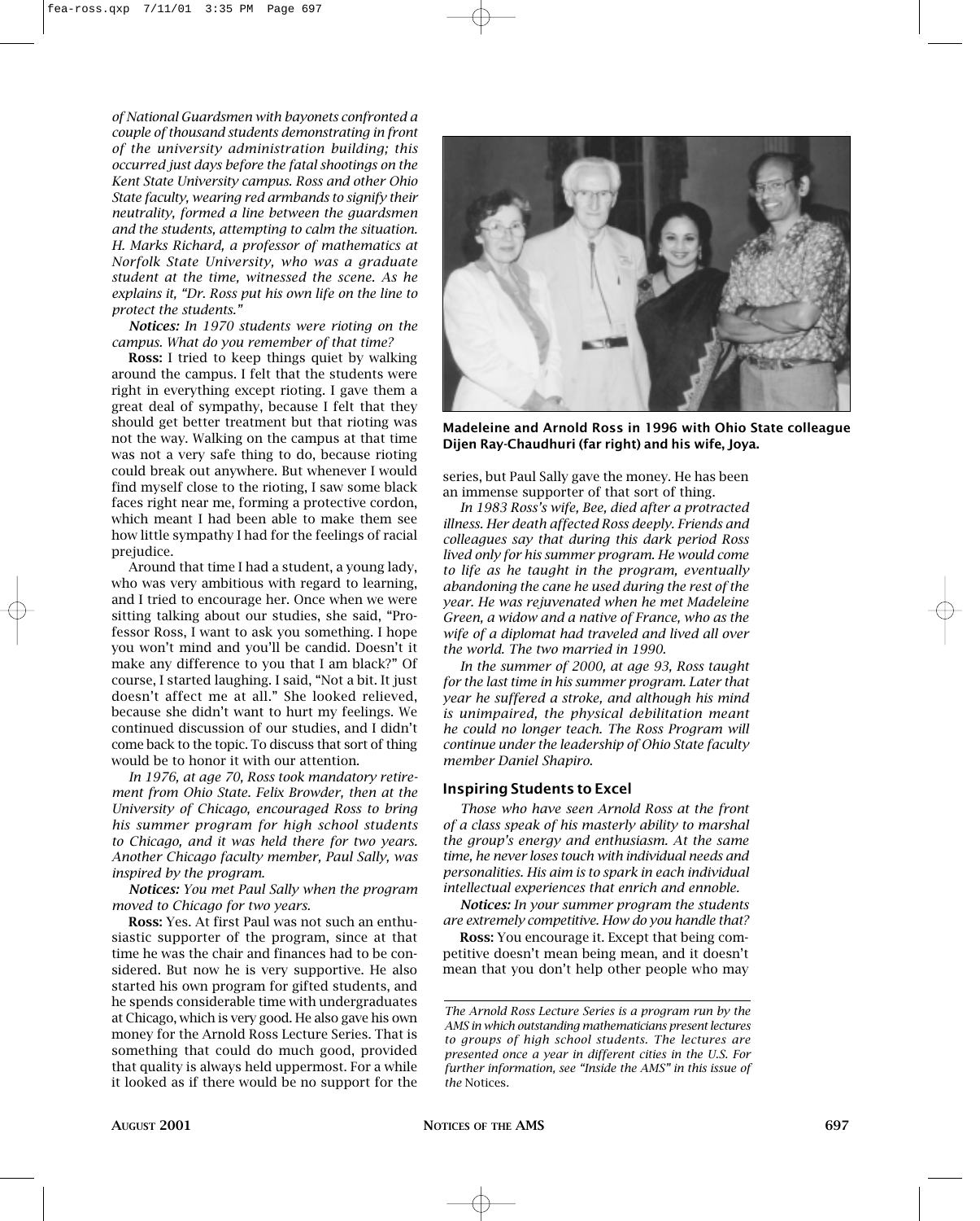*of National Guardsmen with bayonets confronted a couple of thousand students demonstrating in front of the university administration building; this occurred just days before the fatal shootings on the Kent State University campus. Ross and other Ohio State faculty, wearing red armbands to signify their neutrality, formed a line between the guardsmen and the students, attempting to calm the situation. H. Marks Richard, a professor of mathematics at Norfolk State University, who was a graduate student at the time, witnessed the scene. As he explains it, "Dr. Ross put his own life on the line to protect the students."*

***Notices:*** *In 1970 students were rioting on the campus. What do you remember of that time?*

**Ross:** I tried to keep things quiet by walking around the campus. I felt that the students were right in everything except rioting. I gave them a great deal of sympathy, because I felt that they should get better treatment but that rioting was not the way. Walking on the campus at that time was not a very safe thing to do, because rioting could break out anywhere. But whenever I would find myself close to the rioting, I saw some black faces right near me, forming a protective cordon, which meant I had been able to make them see how little sympathy I had for the feelings of racial prejudice.

Around that time I had a student, a young lady, who was very ambitious with regard to learning, and I tried to encourage her. Once when we were sitting talking about our studies, she said, "Professor Ross, I want to ask you something. I hope you won't mind and you'll be candid. Doesn't it make any difference to you that I am black?" Of course, I started laughing. I said, "Not a bit. It just doesn't affect me at all." She looked relieved, because she didn't want to hurt my feelings. We continued discussion of our studies, and I didn't come back to the topic. To discuss that sort of thing would be to honor it with our attention.

*In 1976, at age 70, Ross took mandatory retirement from Ohio State. Felix Browder, then at the University of Chicago, encouraged Ross to bring his summer program for high school students to Chicago, and it was held there for two years. Another Chicago faculty member, Paul Sally, was inspired by the program.*

***Notices:*** *You met Paul Sally when the program moved to Chicago for two years.*

**Ross:** Yes. At first Paul was not such an enthusiastic supporter of the program, since at that time he was the chair and finances had to be considered. But now he is very supportive. He also started his own program for gifted students, and he spends considerable time with undergraduates at Chicago, which is very good. He also gave his own money for the Arnold Ross Lecture Series. That is something that could do much good, provided that quality is always held uppermost. For a while it looked as if there would be no support for the series, but Paul Sally gave the money. He has been an immense supporter of that sort of thing.

**Madeleine and Arnold Ross in 1996 with Ohio State colleague Dijen Ray-Chaudhuri (far right) and his wife, Joya.**

*In 1983 Ross's wife, Bee, died after a protracted illness. Her death affected Ross deeply. Friends and colleagues say that during this dark period Ross lived only for his summer program. He would come to life as he taught in the program, eventually abandoning the cane he used during the rest of the year. He was rejuvenated when he met Madeleine Green, a widow and a native of France, who as the wife of a diplomat had traveled and lived all over the world. The two married in 1990.*

*In the summer of 2000, at age 93, Ross taught for the last time in his summer program. Later that year he suffered a stroke, and although his mind is unimpaired, the physical debilitation meant he could no longer teach. The Ross Program will continue under the leadership of Ohio State faculty member Daniel Shapiro.*

### Inspiring Students to Excel

*Those who have seen Arnold Ross at the front of a class speak of his masterly ability to marshal the group's energy and enthusiasm. At the same time, he never loses touch with individual needs and personalities. His aim is to spark in each individual intellectual experiences that enrich and ennoble.*

***Notices:*** *In your summer program the students are extremely competitive. How do you handle that?*

**Ross:** You encourage it. Except that being competitive doesn't mean being mean, and it doesn't mean that you don't help other people who may

---

*The Arnold Ross Lecture Series is a program run by the AMS in which outstanding mathematicians present lectures to groups of high school students. The lectures are presented once a year in different cities in the U.S. For further information, see "Inside the AMS" in this issue of the* Notices.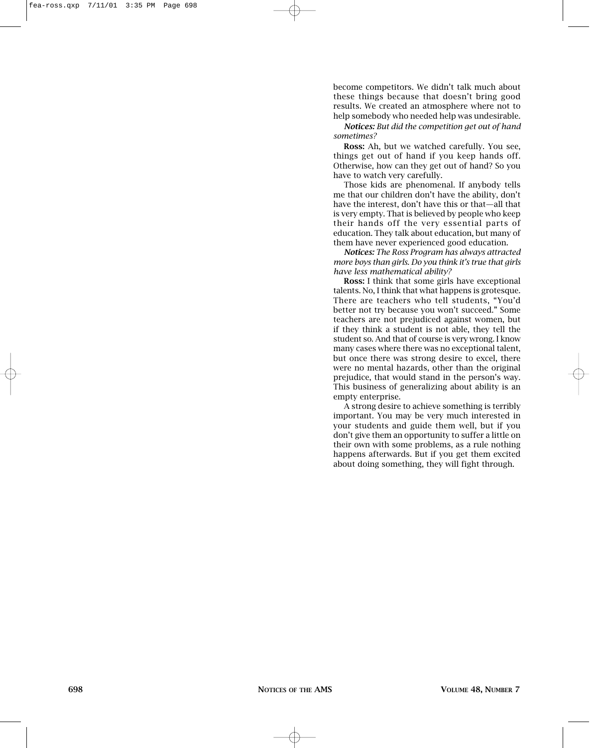become competitors. We didn't talk much about these things because that doesn't bring good results. We created an atmosphere where not to help somebody who needed help was undesirable.

***Notices:** But did the competition get out of hand sometimes?*

**Ross:** Ah, but we watched carefully. You see, things get out of hand if you keep hands off. Otherwise, how can they get out of hand? So you have to watch very carefully.

Those kids are phenomenal. If anybody tells me that our children don't have the ability, don't have the interest, don't have this or that—all that is very empty. That is believed by people who keep their hands off the very essential parts of education. They talk about education, but many of them have never experienced good education.

***Notices:** The Ross Program has always attracted more boys than girls. Do you think it's true that girls have less mathematical ability?*

**Ross:** I think that some girls have exceptional talents. No, I think that what happens is grotesque. There are teachers who tell students, "You'd better not try because you won't succeed." Some teachers are not prejudiced against women, but if they think a student is not able, they tell the student so. And that of course is very wrong. I know many cases where there was no exceptional talent, but once there was strong desire to excel, there were no mental hazards, other than the original prejudice, that would stand in the person's way. This business of generalizing about ability is an empty enterprise.

A strong desire to achieve something is terribly important. You may be very much interested in your students and guide them well, but if you don't give them an opportunity to suffer a little on their own with some problems, as a rule nothing happens afterwards. But if you get them excited about doing something, they will fight through.